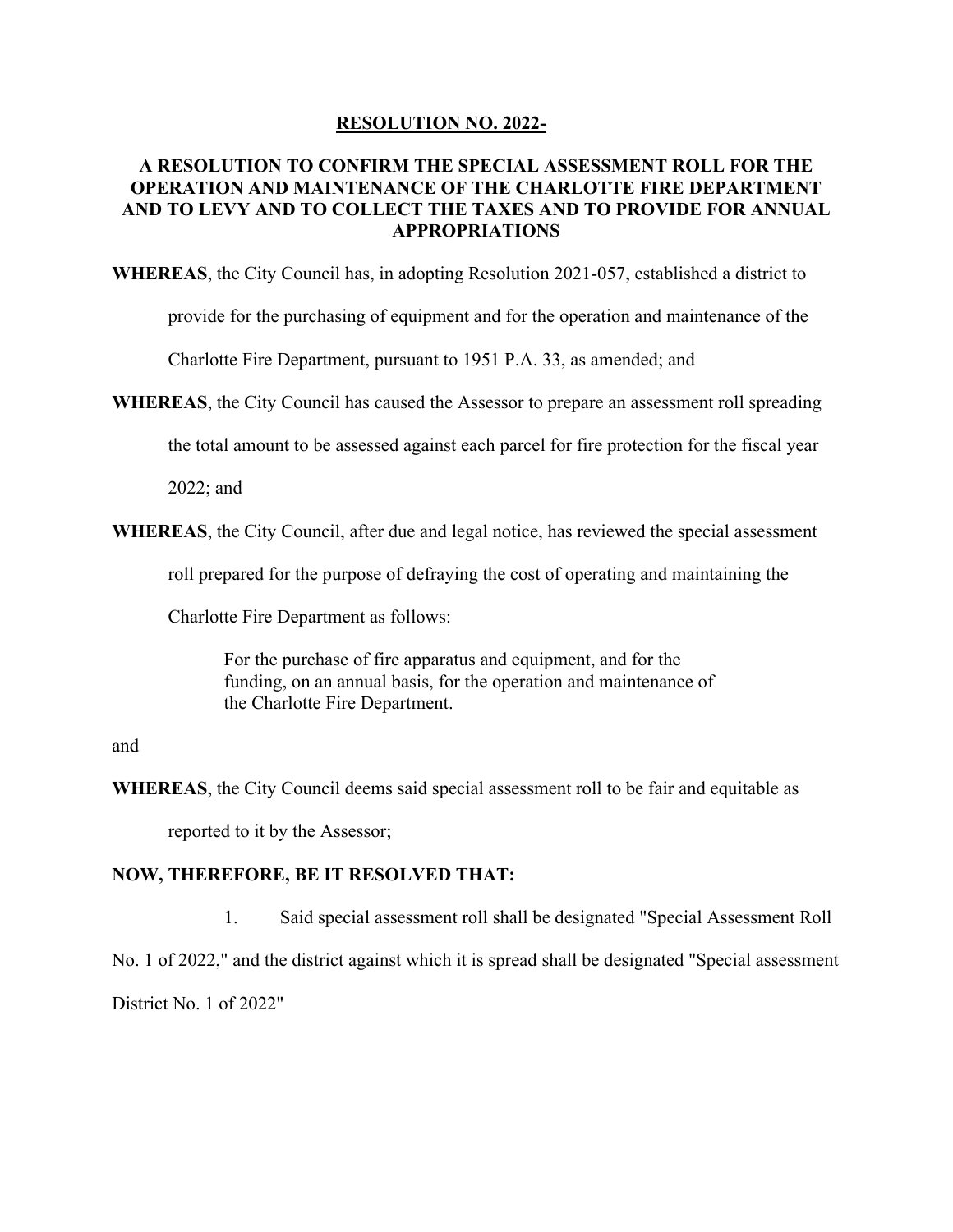**RESOLUTION NO. 2022-**

**A RESOLUTION TO CONFIRM THE SPECIAL ASSESSMENT ROLL FOR THE OPERATION AND MAINTENANCE OF THE CHARLOTTE FIRE DEPARTMENT AND TO LEVY AND TO COLLECT THE TAXES AND TO PROVIDE FOR ANNUAL APPROPRIATIONS**

**WHEREAS**, the City Council has, in adopting Resolution 2021-057, established a district to provide for the purchasing of equipment and for the operation and maintenance of the Charlotte Fire Department, pursuant to 1951 P.A. 33, as amended; and

**WHEREAS**, the City Council has caused the Assessor to prepare an assessment roll spreading the total amount to be assessed against each parcel for fire protection for the fiscal year 2022; and

**WHEREAS**, the City Council, after due and legal notice, has reviewed the special assessment roll prepared for the purpose of defraying the cost of operating and maintaining the Charlotte Fire Department as follows:

> For the purchase of fire apparatus and equipment, and for the funding, on an annual basis, for the operation and maintenance of the Charlotte Fire Department.

and

**WHEREAS**, the City Council deems said special assessment roll to be fair and equitable as reported to it by the Assessor;

**NOW, THEREFORE, BE IT RESOLVED THAT:**

1. Said special assessment roll shall be designated "Special Assessment Roll No. 1 of 2022," and the district against which it is spread shall be designated "Special assessment District No. 1 of 2022"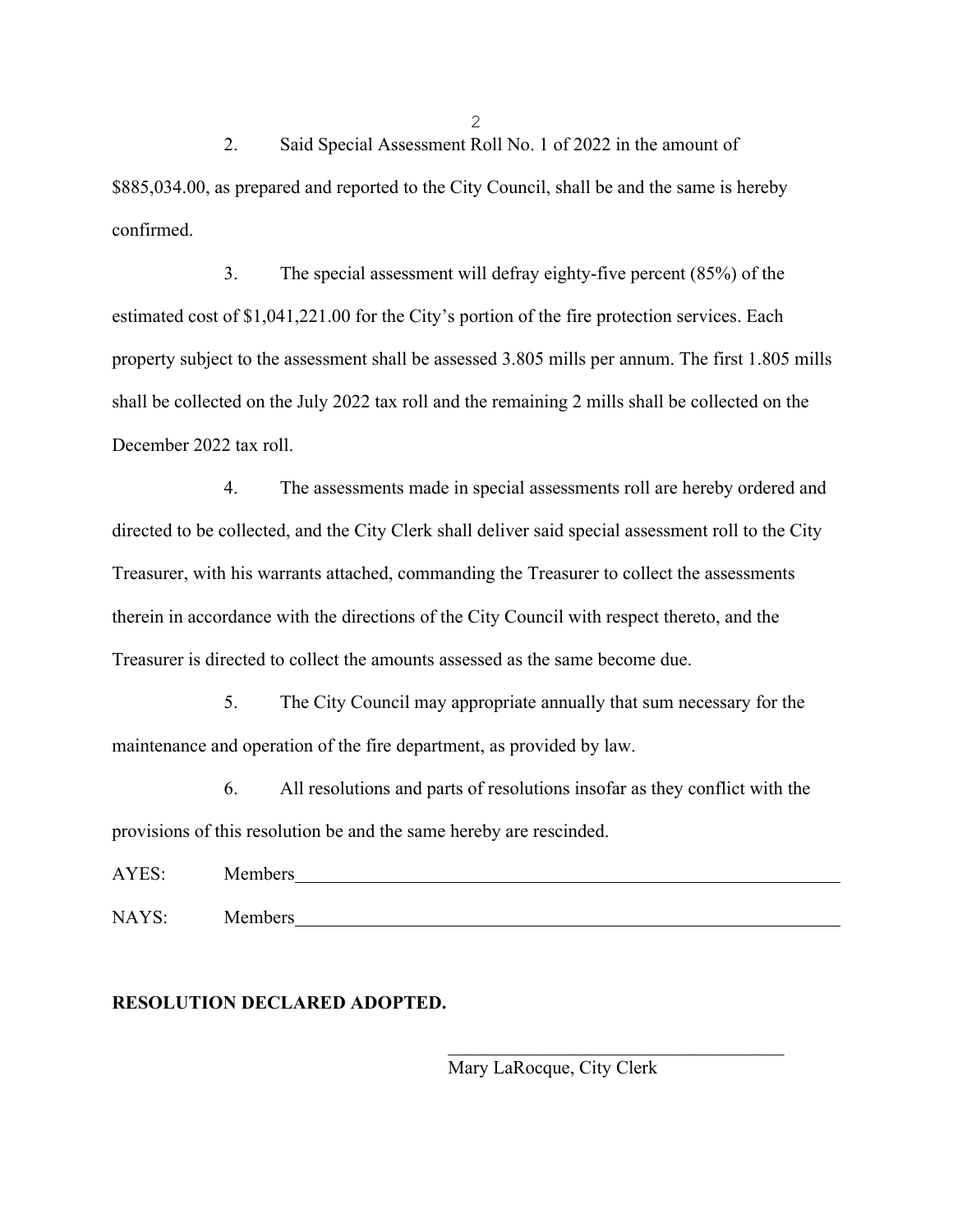2. Said Special Assessment Roll No. 1 of 2022 in the amount of $885,034.00, as prepared and reported to the City Council, shall be and the same is hereby confirmed.

3. The special assessment will defray eighty-five percent (85%) of the estimated cost of $1,041,221.00 for the City's portion of the fire protection services. Each property subject to the assessment shall be assessed 3.805 mills per annum. The first 1.805 mills shall be collected on the July 2022 tax roll and the remaining 2 mills shall be collected on the December 2022 tax roll.

4. The assessments made in special assessments roll are hereby ordered and directed to be collected, and the City Clerk shall deliver said special assessment roll to the City Treasurer, with his warrants attached, commanding the Treasurer to collect the assessments therein in accordance with the directions of the City Council with respect thereto, and the Treasurer is directed to collect the amounts assessed as the same become due.

5. The City Council may appropriate annually that sum necessary for the maintenance and operation of the fire department, as provided by law.

6. All resolutions and parts of resolutions insofar as they conflict with the provisions of this resolution be and the same hereby are rescinded.

AYES: Members_______________________________________________

NAYS: Members_______________________________________________

**RESOLUTION DECLARED ADOPTED.**

_______________________________

Mary LaRocque, City Clerk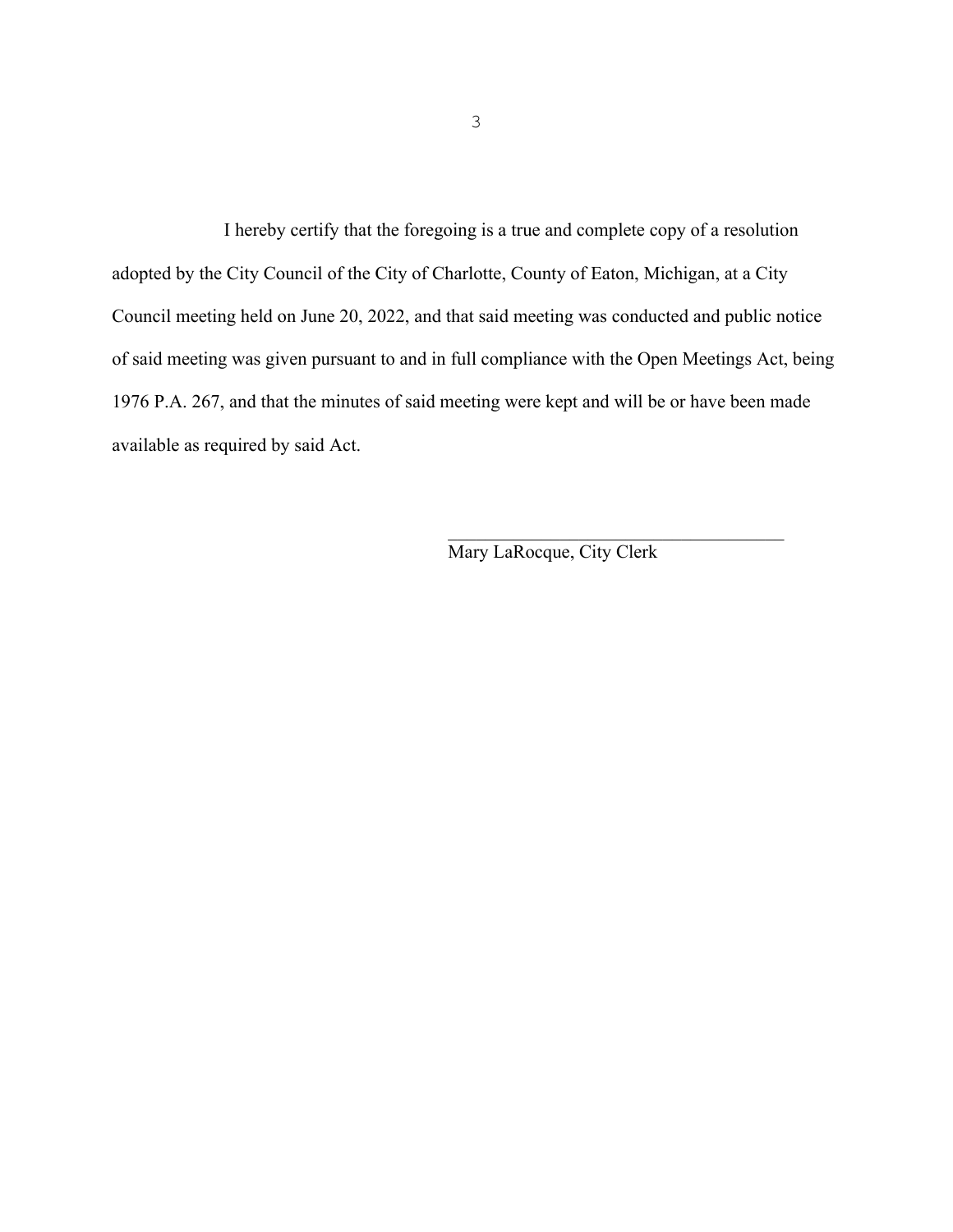I hereby certify that the foregoing is a true and complete copy of a resolution adopted by the City Council of the City of Charlotte, County of Eaton, Michigan, at a City Council meeting held on June 20, 2022, and that said meeting was conducted and public notice of said meeting was given pursuant to and in full compliance with the Open Meetings Act, being 1976 P.A. 267, and that the minutes of said meeting were kept and will be or have been made available as required by said Act.

______________________________________
Mary LaRocque, City Clerk